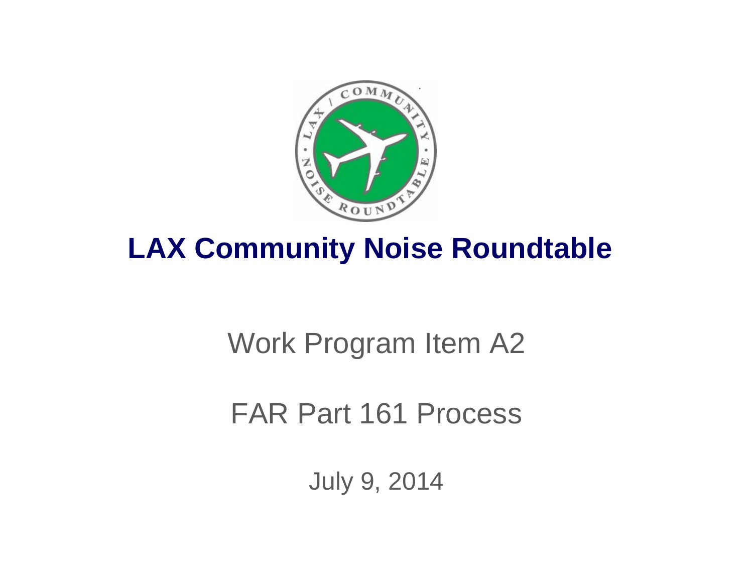# LAX Community Noise Roundtable

Work Program Item A2

FAR Part 161 Process

July 9, 2014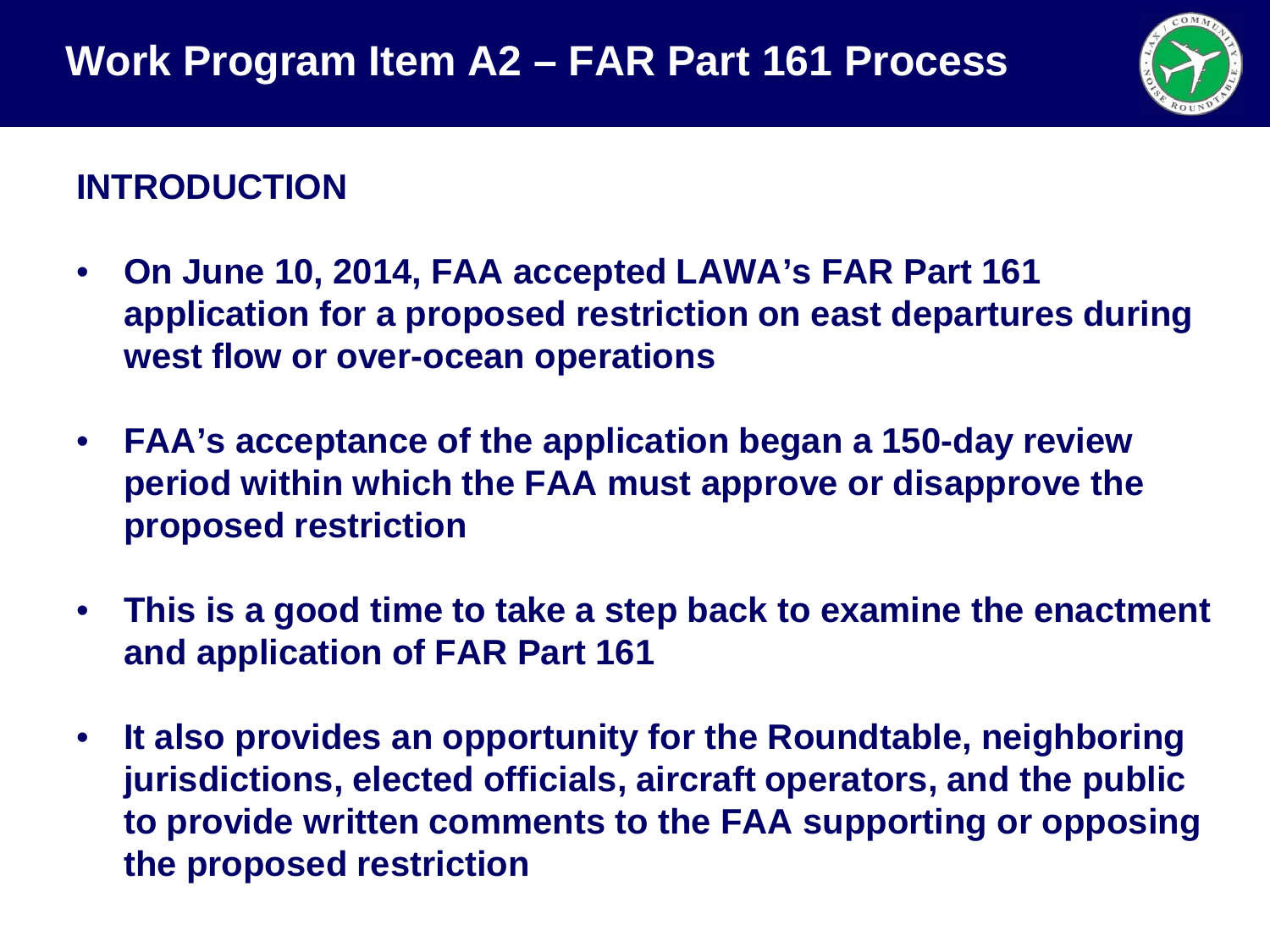# Work Program Item A2 – FAR Part 161 Process

## INTRODUCTION

- **On June 10, 2014, FAA accepted LAWA's FAR Part 161 application for a proposed restriction on east departures during west flow or over-ocean operations**
- **FAA's acceptance of the application began a 150-day review period within which the FAA must approve or disapprove the proposed restriction**
- **This is a good time to take a step back to examine the enactment and application of FAR Part 161**
- **It also provides an opportunity for the Roundtable, neighboring jurisdictions, elected officials, aircraft operators, and the public to provide written comments to the FAA supporting or opposing the proposed restriction**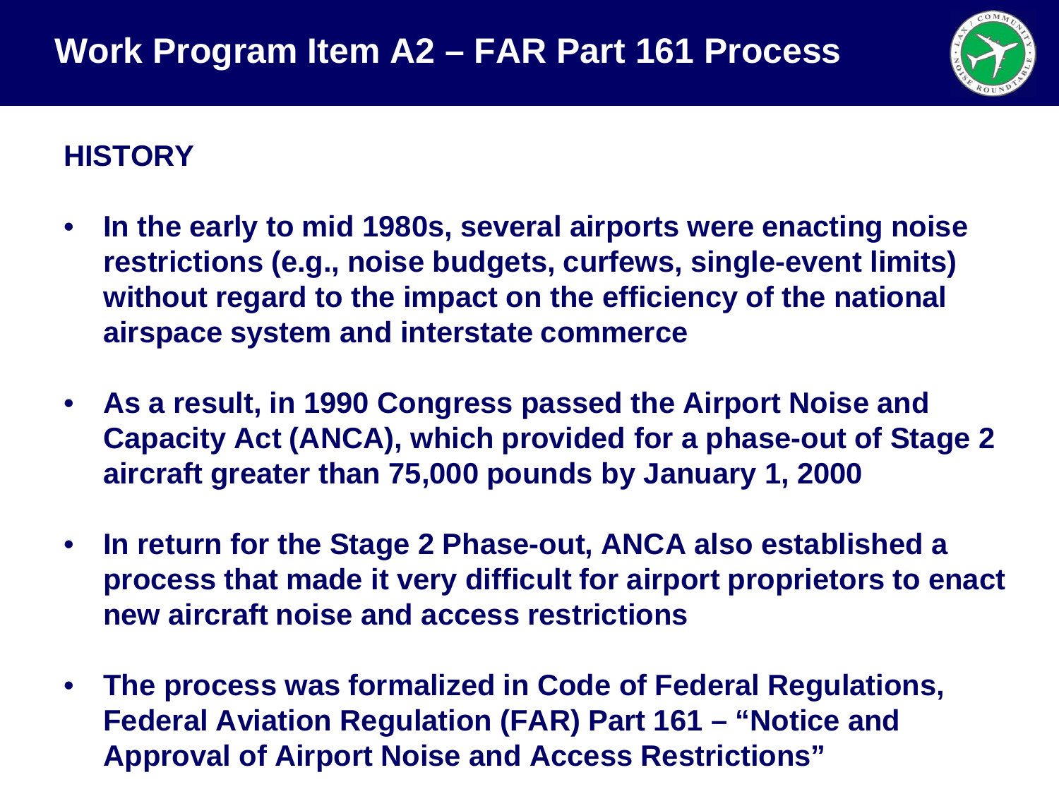# Work Program Item A2 – FAR Part 161 Process

## HISTORY

- **In the early to mid 1980s, several airports were enacting noise restrictions (e.g., noise budgets, curfews, single-event limits) without regard to the impact on the efficiency of the national airspace system and interstate commerce**
- **As a result, in 1990 Congress passed the Airport Noise and Capacity Act (ANCA), which provided for a phase-out of Stage 2 aircraft greater than 75,000 pounds by January 1, 2000**
- **In return for the Stage 2 Phase-out, ANCA also established a process that made it very difficult for airport proprietors to enact new aircraft noise and access restrictions**
- **The process was formalized in Code of Federal Regulations, Federal Aviation Regulation (FAR) Part 161 – "Notice and Approval of Airport Noise and Access Restrictions"**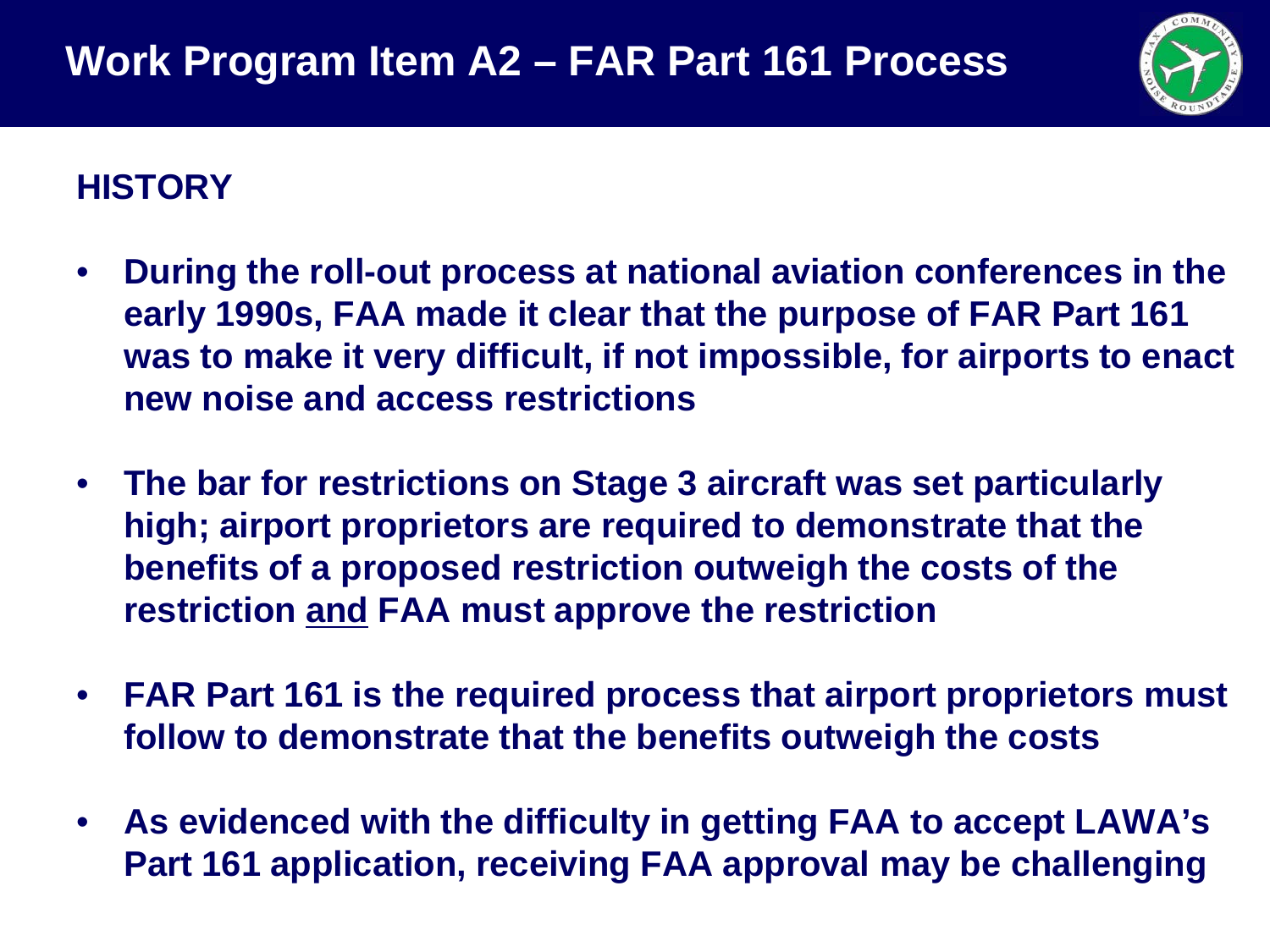# Work Program Item A2 – FAR Part 161 Process

## HISTORY

- **During the roll-out process at national aviation conferences in the early 1990s, FAA made it clear that the purpose of FAR Part 161 was to make it very difficult, if not impossible, for airports to enact new noise and access restrictions**
- **The bar for restrictions on Stage 3 aircraft was set particularly high; airport proprietors are required to demonstrate that the benefits of a proposed restriction outweigh the costs of the restriction <u>and</u> FAA must approve the restriction**
- **FAR Part 161 is the required process that airport proprietors must follow to demonstrate that the benefits outweigh the costs**
- **As evidenced with the difficulty in getting FAA to accept LAWA's Part 161 application, receiving FAA approval may be challenging**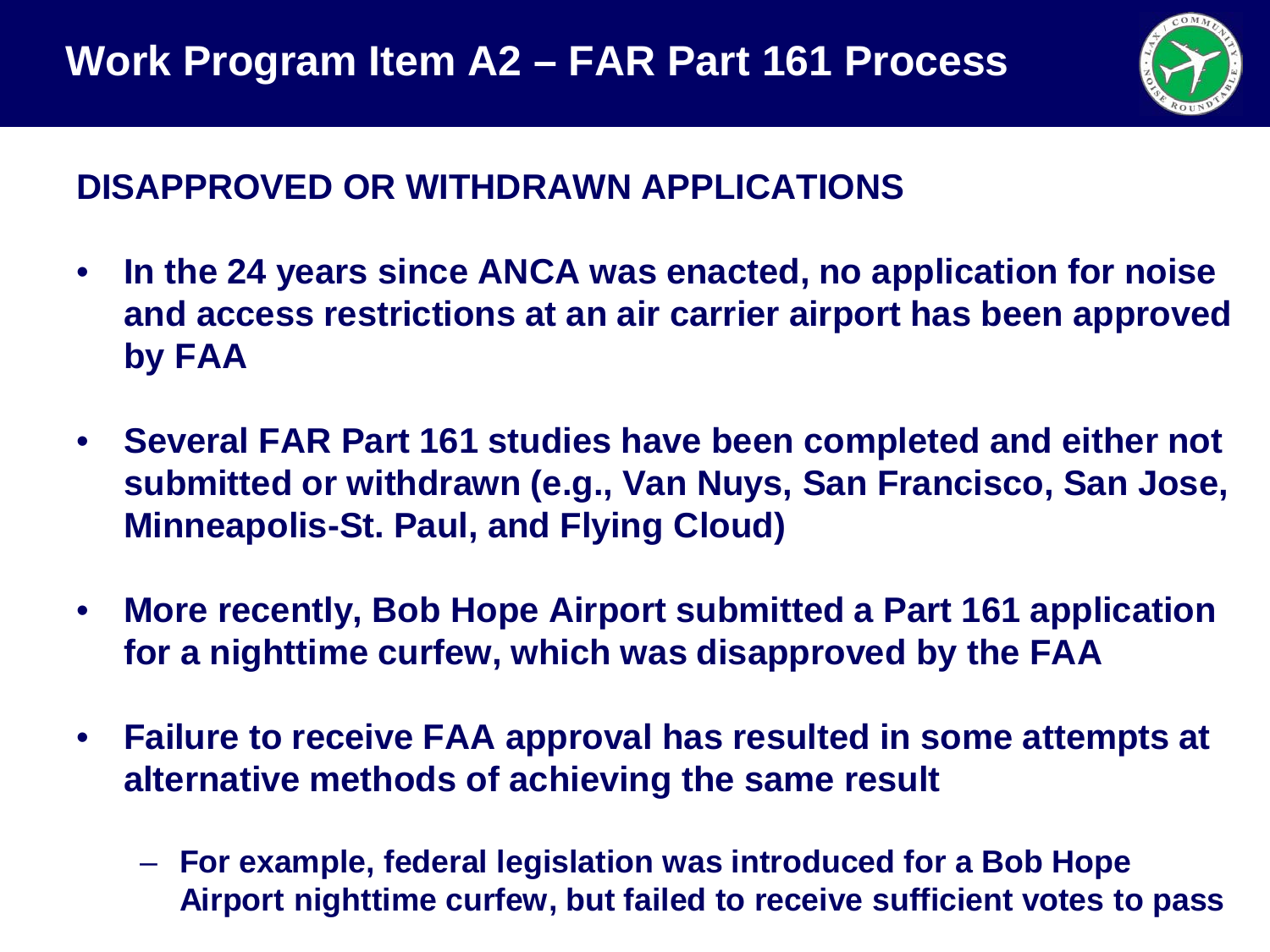# Work Program Item A2 – FAR Part 161 Process

## DISAPPROVED OR WITHDRAWN APPLICATIONS

- **In the 24 years since ANCA was enacted, no application for noise and access restrictions at an air carrier airport has been approved by FAA**
- **Several FAR Part 161 studies have been completed and either not submitted or withdrawn (e.g., Van Nuys, San Francisco, San Jose, Minneapolis-St. Paul, and Flying Cloud)**
- **More recently, Bob Hope Airport submitted a Part 161 application for a nighttime curfew, which was disapproved by the FAA**
- **Failure to receive FAA approval has resulted in some attempts at alternative methods of achieving the same result**
  - **For example, federal legislation was introduced for a Bob Hope Airport nighttime curfew, but failed to receive sufficient votes to pass**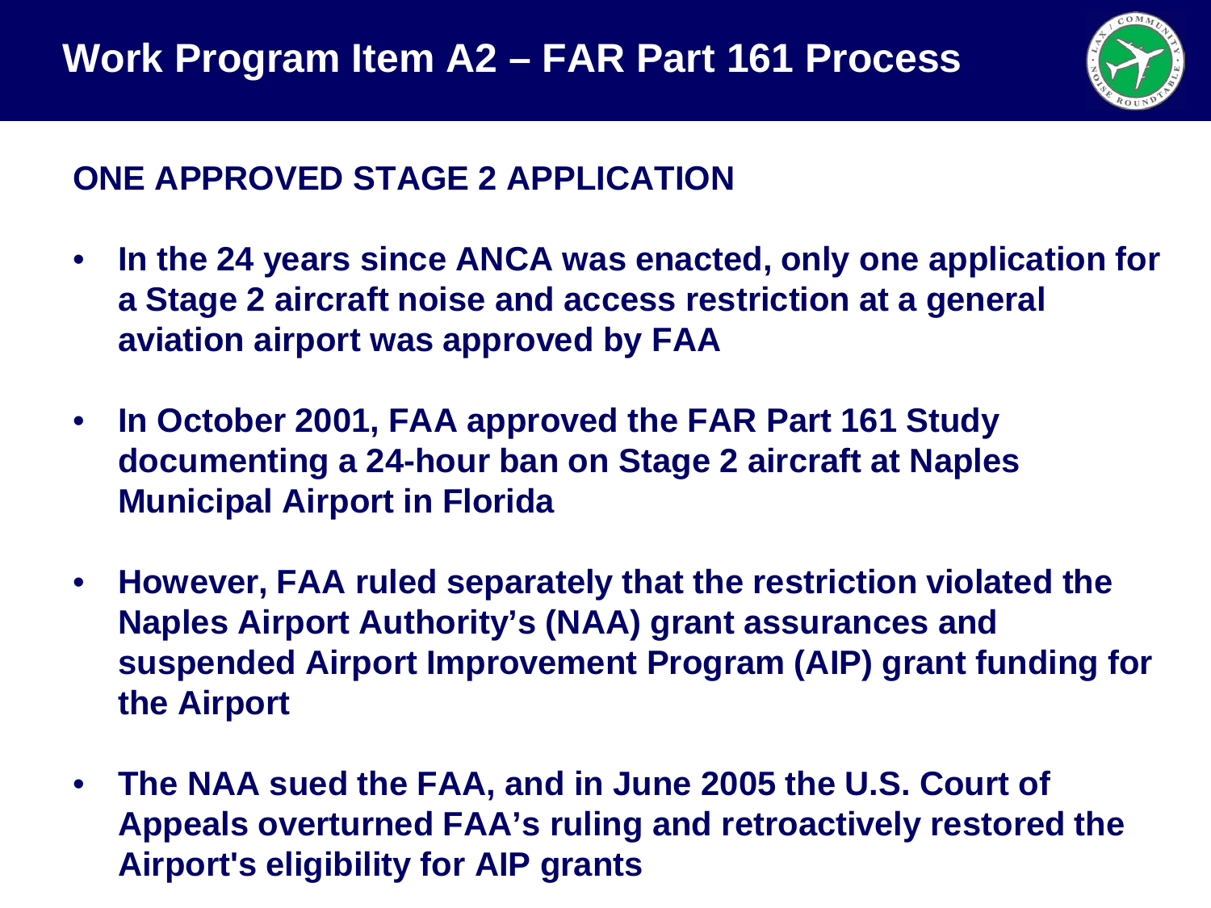# Work Program Item A2 – FAR Part 161 Process

## ONE APPROVED STAGE 2 APPLICATION

- **In the 24 years since ANCA was enacted, only one application for a Stage 2 aircraft noise and access restriction at a general aviation airport was approved by FAA**
- **In October 2001, FAA approved the FAR Part 161 Study documenting a 24-hour ban on Stage 2 aircraft at Naples Municipal Airport in Florida**
- **However, FAA ruled separately that the restriction violated the Naples Airport Authority's (NAA) grant assurances and suspended Airport Improvement Program (AIP) grant funding for the Airport**
- **The NAA sued the FAA, and in June 2005 the U.S. Court of Appeals overturned FAA's ruling and retroactively restored the Airport's eligibility for AIP grants**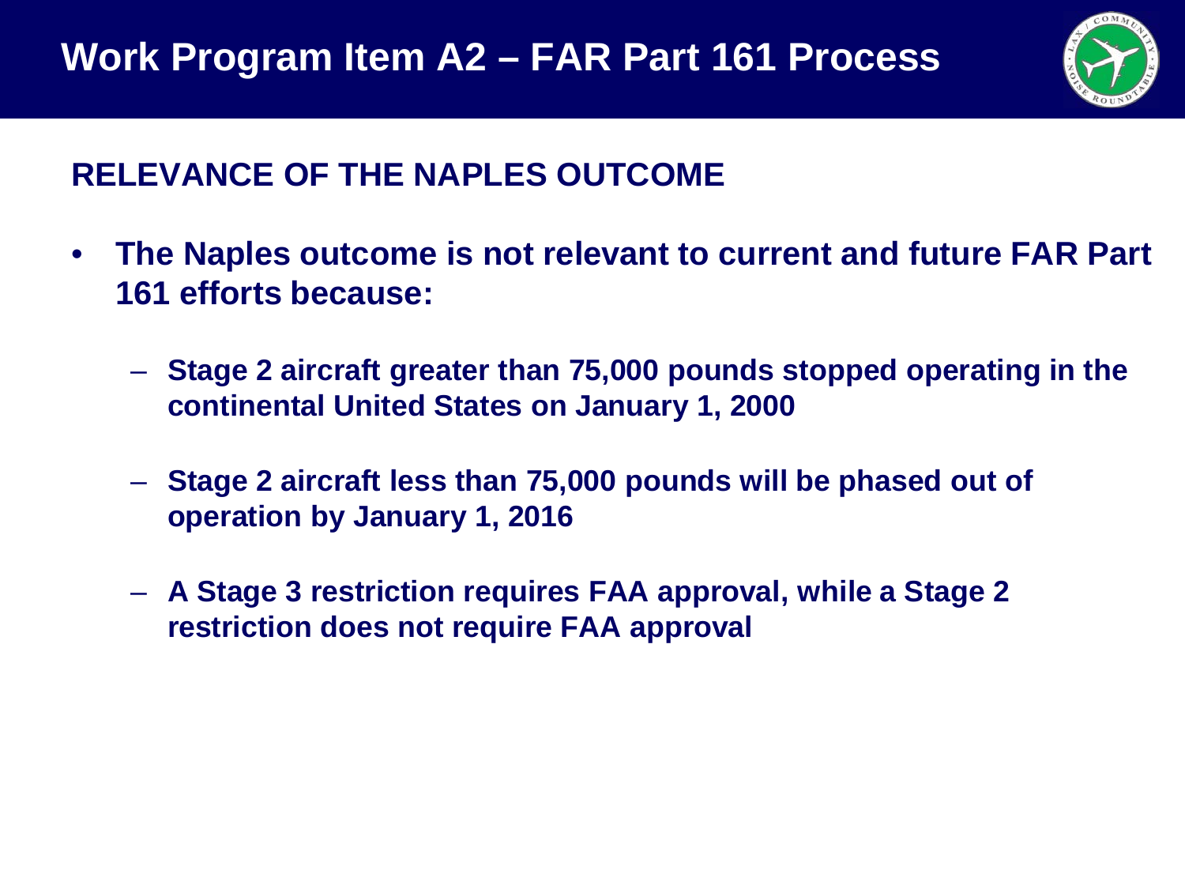# Work Program Item A2 – FAR Part 161 Process

## RELEVANCE OF THE NAPLES OUTCOME

- **The Naples outcome is not relevant to current and future FAR Part 161 efforts because:**
  - **Stage 2 aircraft greater than 75,000 pounds stopped operating in the continental United States on January 1, 2000**
  - **Stage 2 aircraft less than 75,000 pounds will be phased out of operation by January 1, 2016**
  - **A Stage 3 restriction requires FAA approval, while a Stage 2 restriction does not require FAA approval**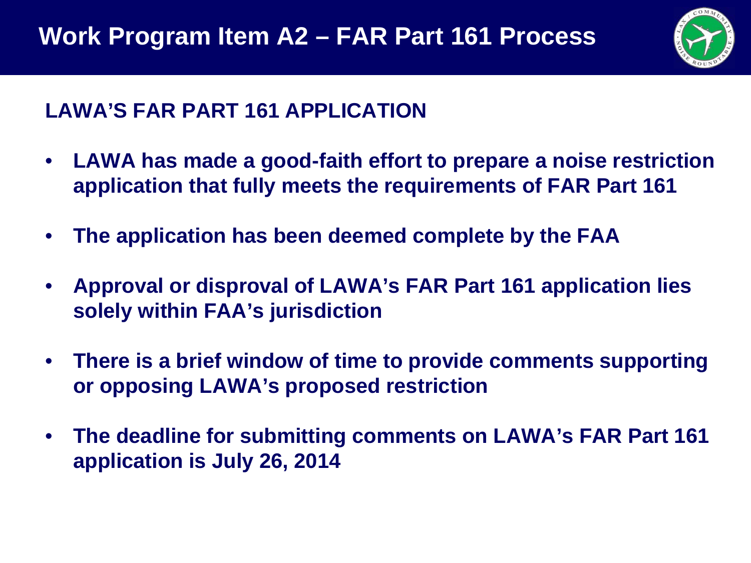# Work Program Item A2 – FAR Part 161 Process

## LAWA'S FAR PART 161 APPLICATION

- **LAWA has made a good-faith effort to prepare a noise restriction application that fully meets the requirements of FAR Part 161**
- **The application has been deemed complete by the FAA**
- **Approval or disproval of LAWA's FAR Part 161 application lies solely within FAA's jurisdiction**
- **There is a brief window of time to provide comments supporting or opposing LAWA's proposed restriction**
- **The deadline for submitting comments on LAWA's FAR Part 161 application is July 26, 2014**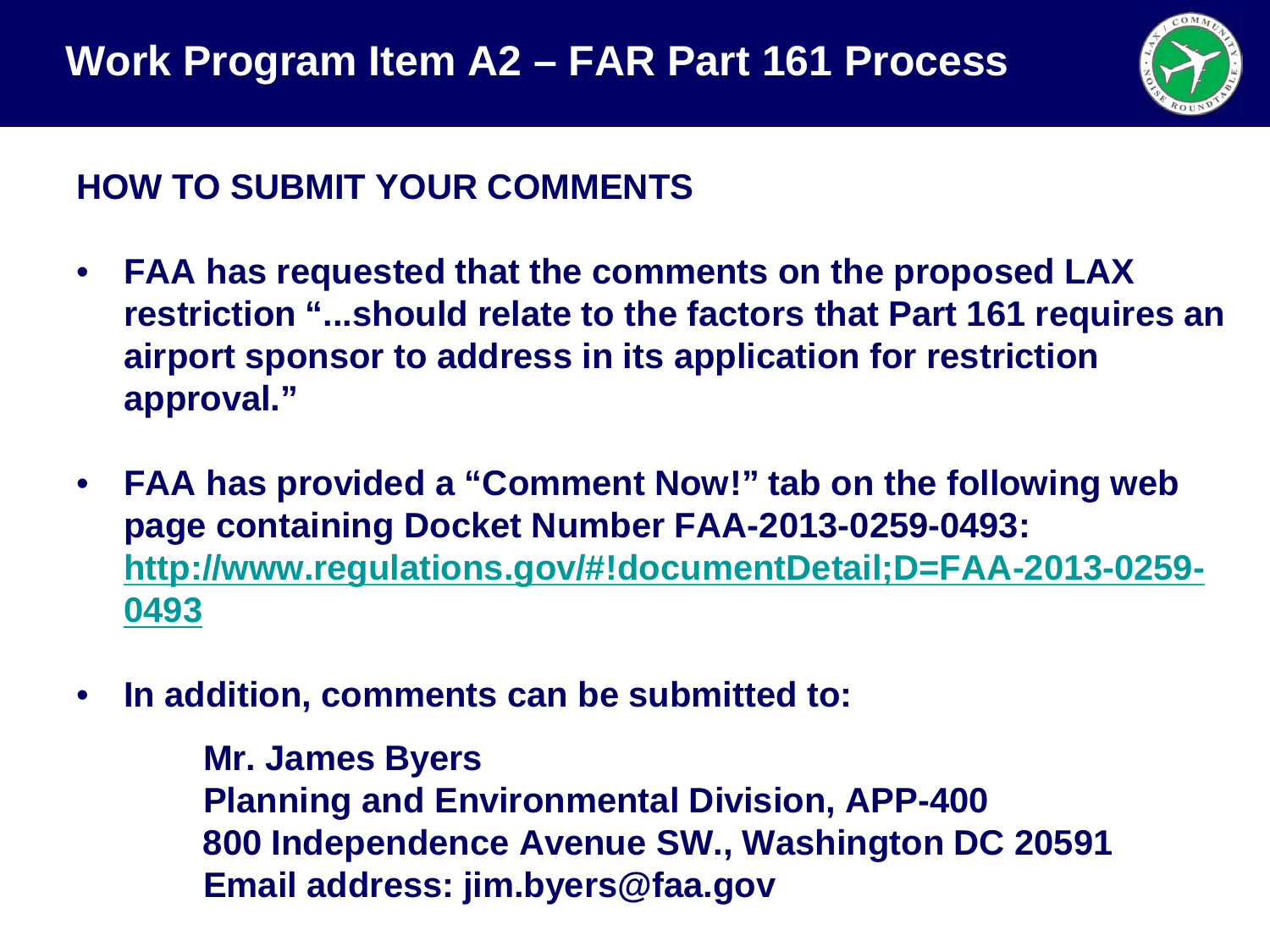# Work Program Item A2 – FAR Part 161 Process

## HOW TO SUBMIT YOUR COMMENTS

- **FAA has requested that the comments on the proposed LAX restriction "...should relate to the factors that Part 161 requires an airport sponsor to address in its application for restriction approval."**
- **FAA has provided a "Comment Now!" tab on the following web page containing Docket Number FAA-2013-0259-0493: [http://www.regulations.gov/#!documentDetail;D=FAA-2013-0259-0493](http://www.regulations.gov/#!documentDetail;D=FAA-2013-0259-0493)**
- **In addition, comments can be submitted to:**

  **Mr. James Byers**
  **Planning and Environmental Division, APP-400**
  **800 Independence Avenue SW., Washington DC 20591**
  **Email address: jim.byers@faa.gov**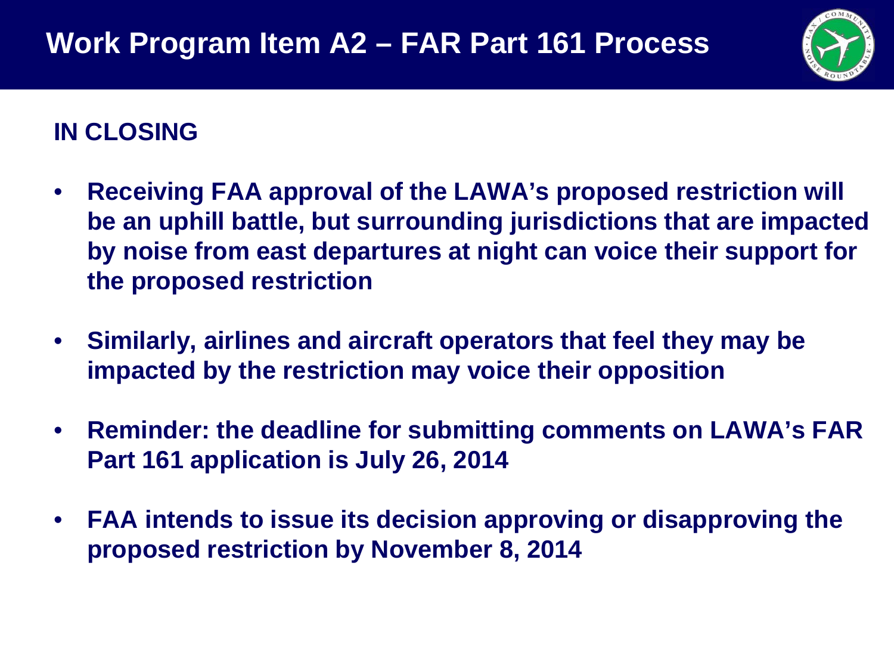# Work Program Item A2 – FAR Part 161 Process

## IN CLOSING

- **Receiving FAA approval of the LAWA's proposed restriction will be an uphill battle, but surrounding jurisdictions that are impacted by noise from east departures at night can voice their support for the proposed restriction**
- **Similarly, airlines and aircraft operators that feel they may be impacted by the restriction may voice their opposition**
- **Reminder: the deadline for submitting comments on LAWA's FAR Part 161 application is July 26, 2014**
- **FAA intends to issue its decision approving or disapproving the proposed restriction by November 8, 2014**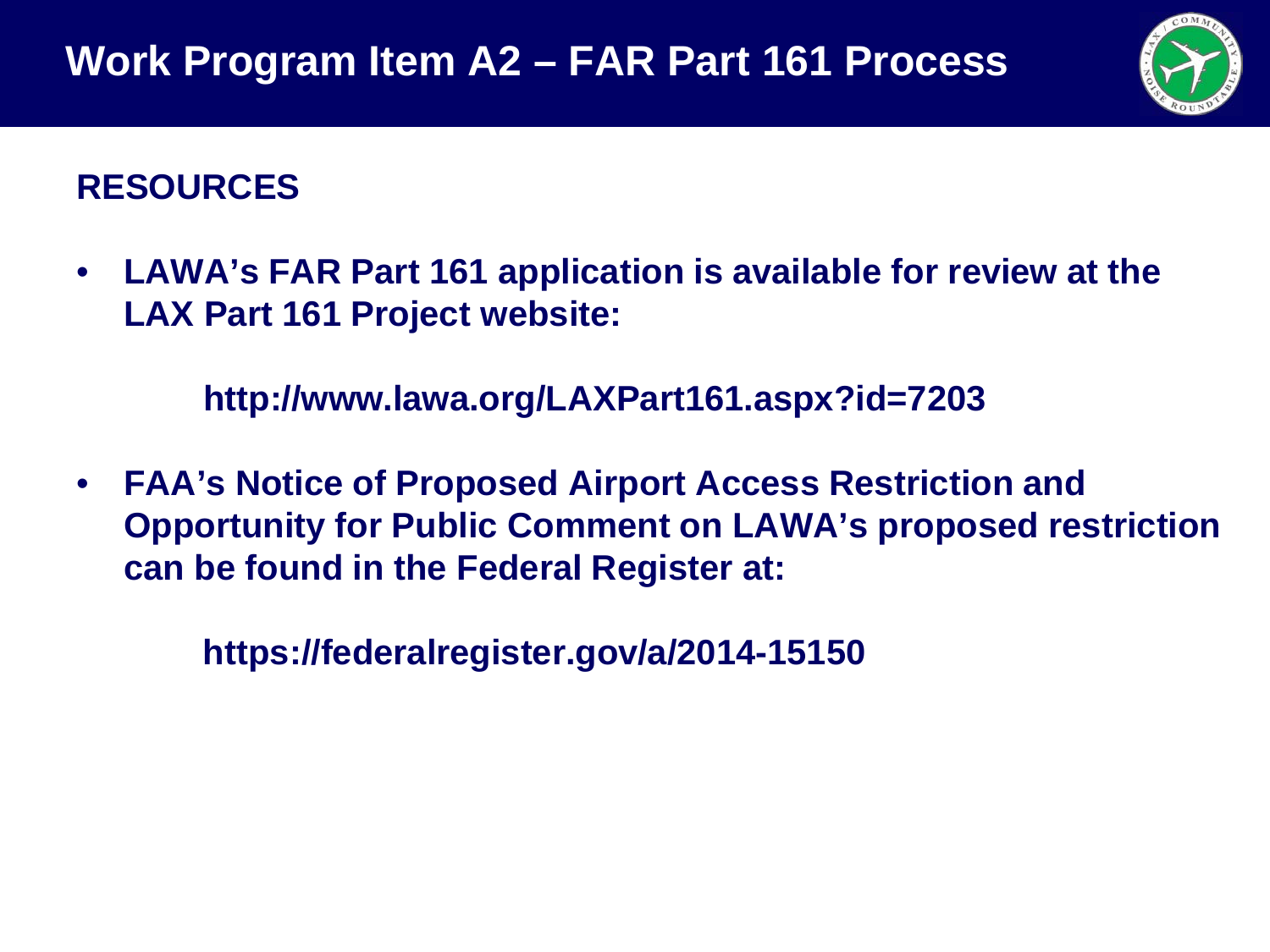# Work Program Item A2 – FAR Part 161 Process

## RESOURCES

- **LAWA's FAR Part 161 application is available for review at the LAX Part 161 Project website:**

  **http://www.lawa.org/LAXPart161.aspx?id=7203**

- **FAA's Notice of Proposed Airport Access Restriction and Opportunity for Public Comment on LAWA's proposed restriction can be found in the Federal Register at:**

  **https://federalregister.gov/a/2014-15150**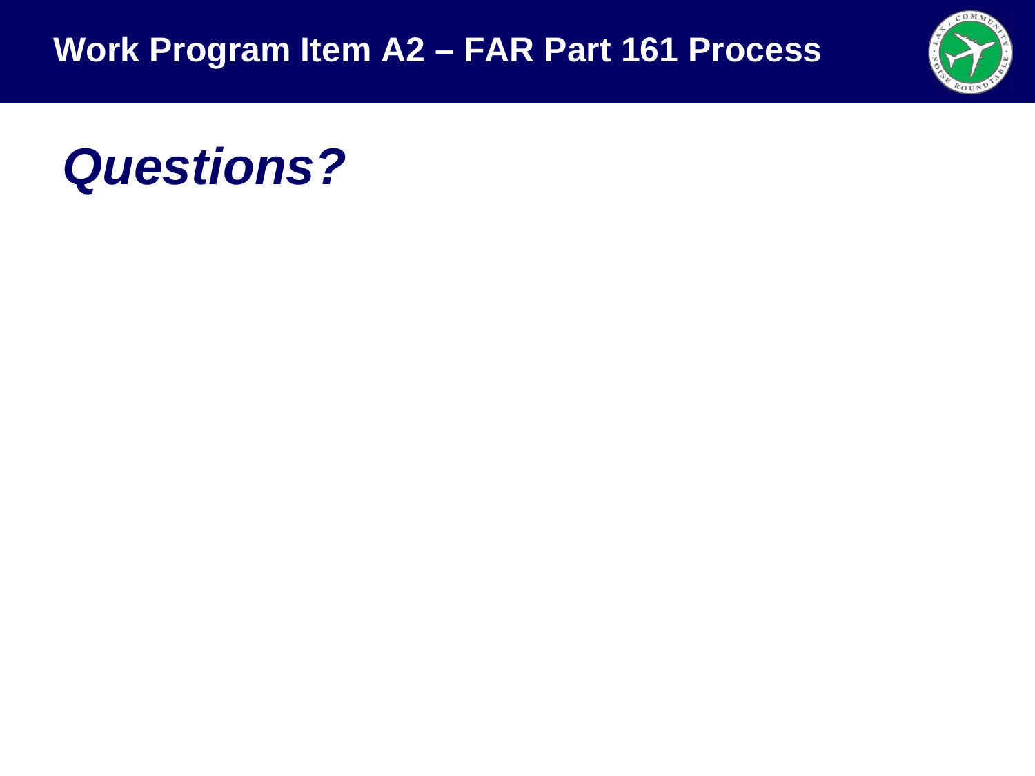# Work Program Item A2 – FAR Part 161 Process

## *Questions?*